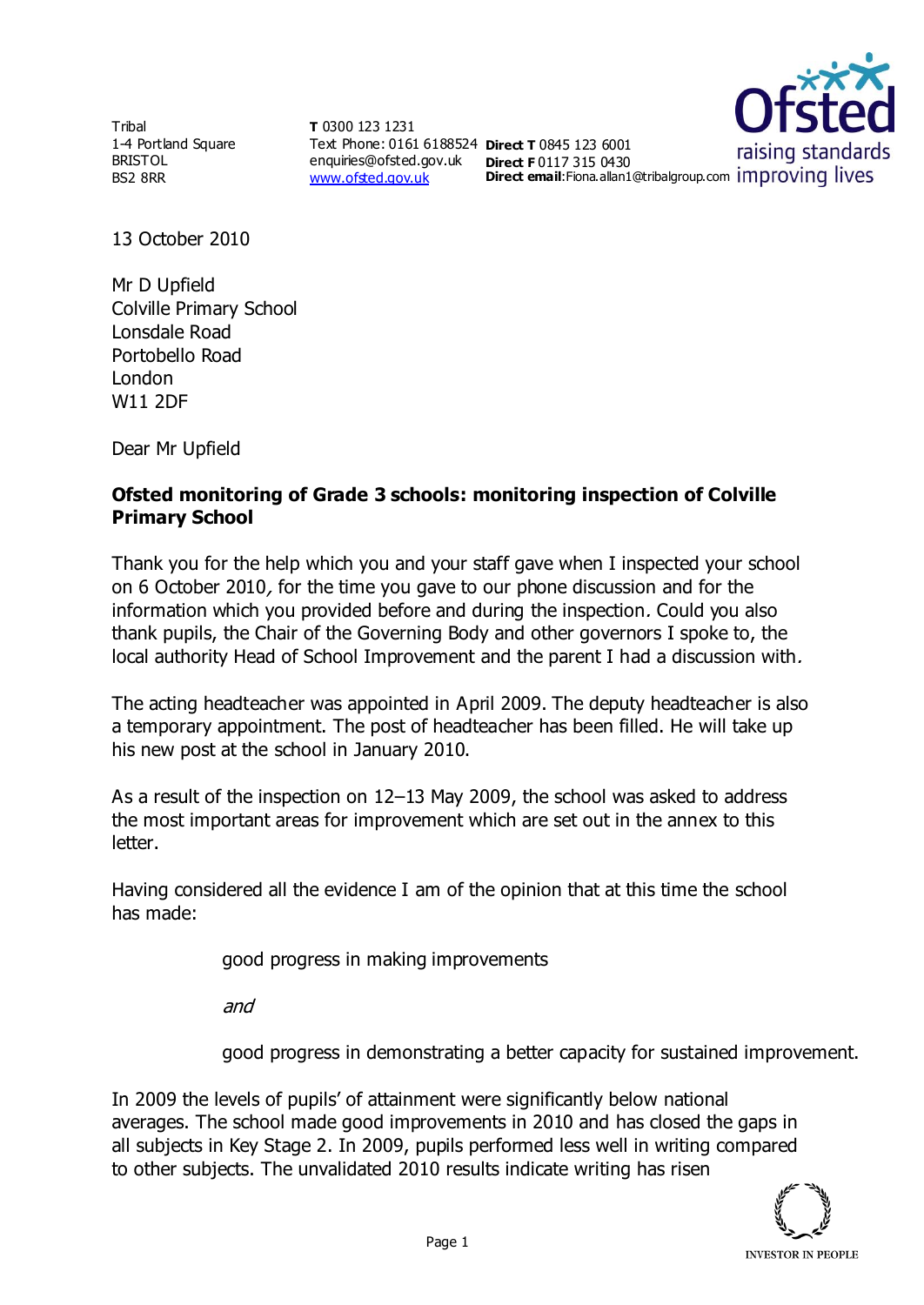Tribal
1-4 Portland Square
BRISTOL
BS2 8RR

**T** 0300 123 1231
Text Phone: 0161 6188524
enquiries@ofsted.gov.uk
www.ofsted.gov.uk

**Direct T** 0845 123 6001
**Direct F** 0117 315 0430
**Direct email**:Fiona.allan1@tribalgroup.com

13 October 2010

Mr D Upfield
Colville Primary School
Lonsdale Road
Portobello Road
London
W11 2DF

Dear Mr Upfield

**Ofsted monitoring of Grade 3 schools: monitoring inspection of Colville Primary School**

Thank you for the help which you and your staff gave when I inspected your school on 6 October 2010, for the time you gave to our phone discussion and for the information which you provided before and during the inspection. Could you also thank pupils, the Chair of the Governing Body and other governors I spoke to, the local authority Head of School Improvement and the parent I had a discussion with.

The acting headteacher was appointed in April 2009. The deputy headteacher is also a temporary appointment. The post of headteacher has been filled. He will take up his new post at the school in January 2010.

As a result of the inspection on 12–13 May 2009, the school was asked to address the most important areas for improvement which are set out in the annex to this letter.

Having considered all the evidence I am of the opinion that at this time the school has made:

good progress in making improvements

*and*

good progress in demonstrating a better capacity for sustained improvement.

In 2009 the levels of pupils' of attainment were significantly below national averages. The school made good improvements in 2010 and has closed the gaps in all subjects in Key Stage 2. In 2009, pupils performed less well in writing compared to other subjects. The unvalidated 2010 results indicate writing has risen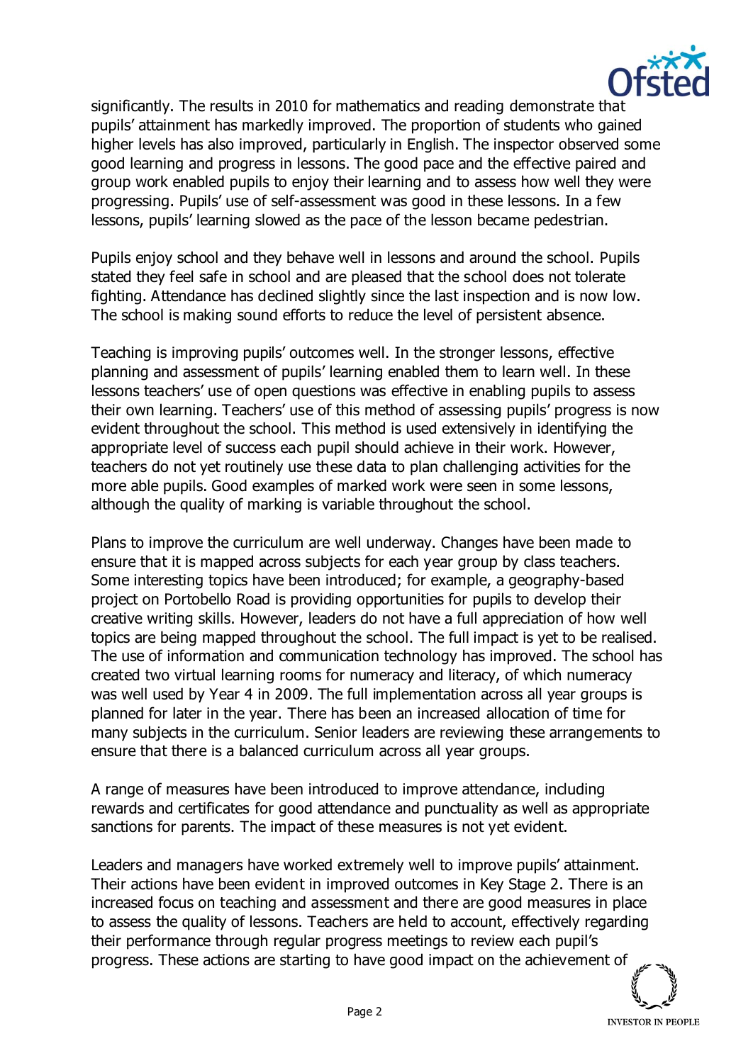significantly. The results in 2010 for mathematics and reading demonstrate that pupils' attainment has markedly improved. The proportion of students who gained higher levels has also improved, particularly in English. The inspector observed some good learning and progress in lessons. The good pace and the effective paired and group work enabled pupils to enjoy their learning and to assess how well they were progressing. Pupils' use of self-assessment was good in these lessons. In a few lessons, pupils' learning slowed as the pace of the lesson became pedestrian.

Pupils enjoy school and they behave well in lessons and around the school. Pupils stated they feel safe in school and are pleased that the school does not tolerate fighting. Attendance has declined slightly since the last inspection and is now low. The school is making sound efforts to reduce the level of persistent absence.

Teaching is improving pupils' outcomes well. In the stronger lessons, effective planning and assessment of pupils' learning enabled them to learn well. In these lessons teachers' use of open questions was effective in enabling pupils to assess their own learning. Teachers' use of this method of assessing pupils' progress is now evident throughout the school. This method is used extensively in identifying the appropriate level of success each pupil should achieve in their work. However, teachers do not yet routinely use these data to plan challenging activities for the more able pupils. Good examples of marked work were seen in some lessons, although the quality of marking is variable throughout the school.

Plans to improve the curriculum are well underway. Changes have been made to ensure that it is mapped across subjects for each year group by class teachers. Some interesting topics have been introduced; for example, a geography-based project on Portobello Road is providing opportunities for pupils to develop their creative writing skills. However, leaders do not have a full appreciation of how well topics are being mapped throughout the school. The full impact is yet to be realised. The use of information and communication technology has improved. The school has created two virtual learning rooms for numeracy and literacy, of which numeracy was well used by Year 4 in 2009. The full implementation across all year groups is planned for later in the year. There has been an increased allocation of time for many subjects in the curriculum. Senior leaders are reviewing these arrangements to ensure that there is a balanced curriculum across all year groups.

A range of measures have been introduced to improve attendance, including rewards and certificates for good attendance and punctuality as well as appropriate sanctions for parents. The impact of these measures is not yet evident.

Leaders and managers have worked extremely well to improve pupils' attainment. Their actions have been evident in improved outcomes in Key Stage 2. There is an increased focus on teaching and assessment and there are good measures in place to assess the quality of lessons. Teachers are held to account, effectively regarding their performance through regular progress meetings to review each pupil's progress. These actions are starting to have good impact on the achievement of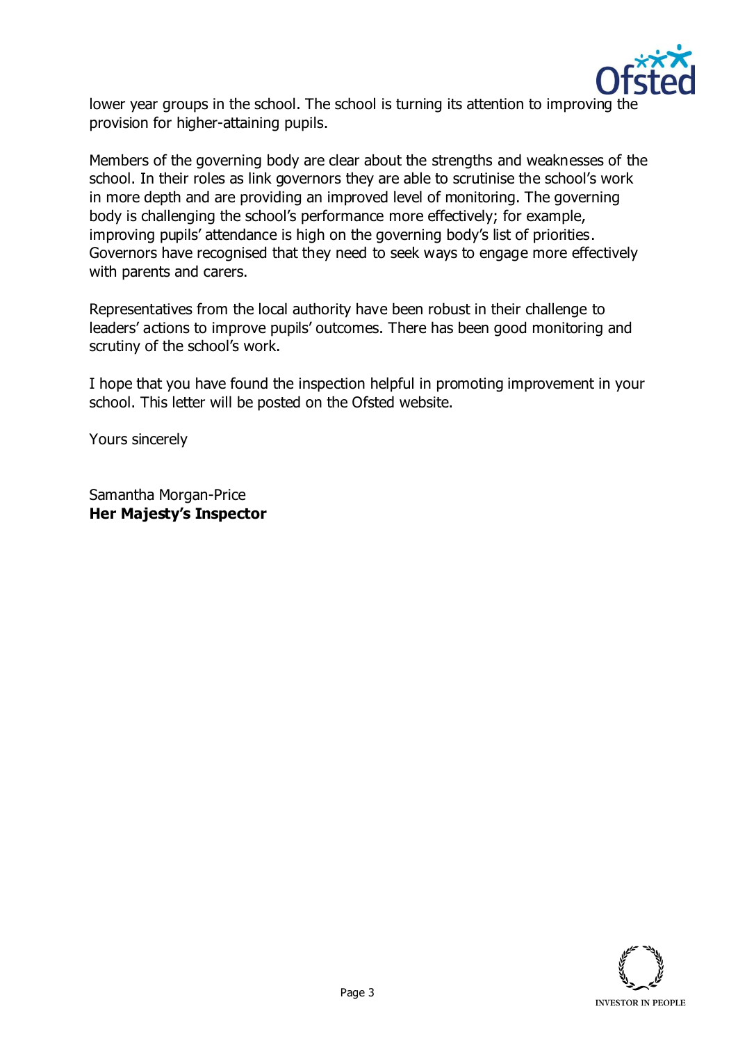lower year groups in the school. The school is turning its attention to improving the provision for higher-attaining pupils.

Members of the governing body are clear about the strengths and weaknesses of the school. In their roles as link governors they are able to scrutinise the school's work in more depth and are providing an improved level of monitoring. The governing body is challenging the school's performance more effectively; for example, improving pupils' attendance is high on the governing body's list of priorities. Governors have recognised that they need to seek ways to engage more effectively with parents and carers.

Representatives from the local authority have been robust in their challenge to leaders' actions to improve pupils' outcomes. There has been good monitoring and scrutiny of the school's work.

I hope that you have found the inspection helpful in promoting improvement in your school. This letter will be posted on the Ofsted website.

Yours sincerely

Samantha Morgan-Price
**Her Majesty's Inspector**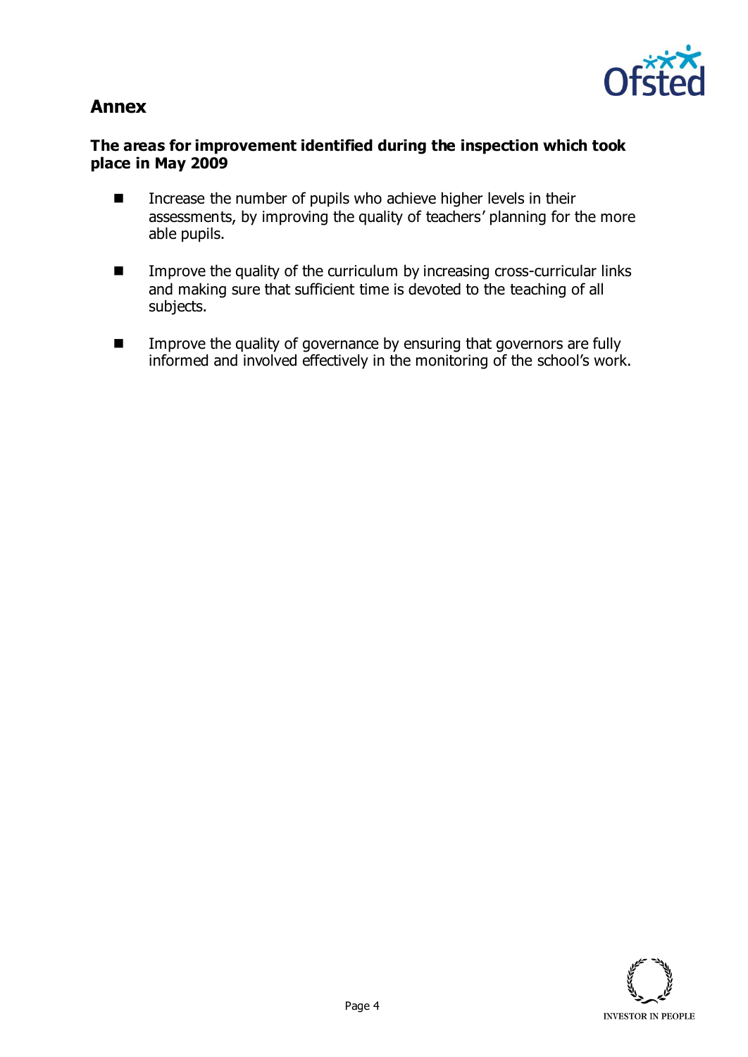## Annex

**The areas for improvement identified during the inspection which took place in May 2009**

- Increase the number of pupils who achieve higher levels in their assessments, by improving the quality of teachers' planning for the more able pupils.

- Improve the quality of the curriculum by increasing cross-curricular links and making sure that sufficient time is devoted to the teaching of all subjects.

- Improve the quality of governance by ensuring that governors are fully informed and involved effectively in the monitoring of the school's work.